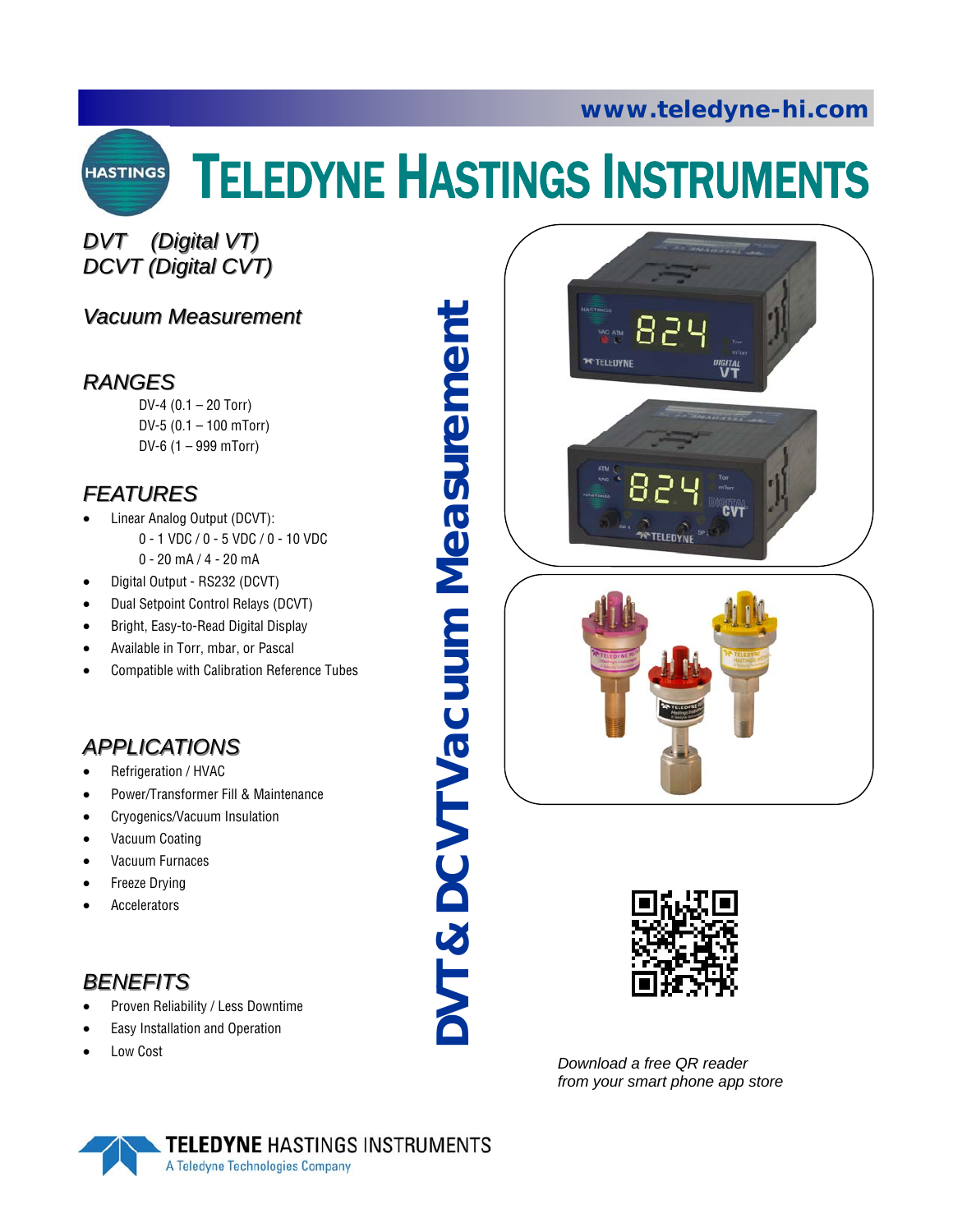www.teledyne-hi.com

# TELEDYNE HASTINGS INSTRUMENTS

## DVT & DCVT Vacuum Measurement

*DVT (Digital VT)*
*DCVT (Digital CVT)*

*Vacuum Measurement*

## RANGES

DV-4 (0.1 – 20 Torr)
DV-5 (0.1 – 100 mTorr)
DV-6 (1 – 999 mTorr)

## FEATURES

- Linear Analog Output (DCVT):
  0 - 1 VDC / 0 - 5 VDC / 0 - 10 VDC
  0 - 20 mA / 4 - 20 mA
- Digital Output - RS232 (DCVT)
- Dual Setpoint Control Relays (DCVT)
- Bright, Easy-to-Read Digital Display
- Available in Torr, mbar, or Pascal
- Compatible with Calibration Reference Tubes

## APPLICATIONS

- Refrigeration / HVAC
- Power/Transformer Fill & Maintenance
- Cryogenics/Vacuum Insulation
- Vacuum Coating
- Vacuum Furnaces
- Freeze Drying
- Accelerators

## BENEFITS

- Proven Reliability / Less Downtime
- Easy Installation and Operation
- Low Cost

*Download a free QR reader from your smart phone app store*

**TELEDYNE** HASTINGS INSTRUMENTS
A Teledyne Technologies Company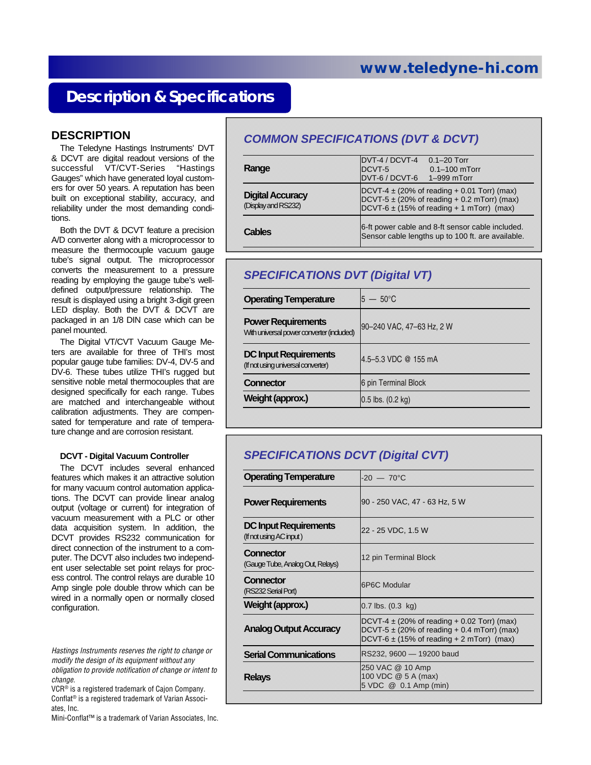# Description & Specifications

## DESCRIPTION

The Teledyne Hastings Instruments' DVT & DCVT are digital readout versions of the successful VT/CVT-Series "Hastings Gauges" which have generated loyal customers for over 50 years. A reputation has been built on exceptional stability, accuracy, and reliability under the most demanding conditions.

Both the DVT & DCVT feature a precision A/D converter along with a microprocessor to measure the thermocouple vacuum gauge tube's signal output. The microprocessor converts the measurement to a pressure reading by employing the gauge tube's well-defined output/pressure relationship. The result is displayed using a bright 3-digit green LED display. Both the DVT & DCVT are packaged in an 1/8 DIN case which can be panel mounted.

The Digital VT/CVT Vacuum Gauge Meters are available for three of THI's most popular gauge tube families: DV-4, DV-5 and DV-6. These tubes utilize THI's rugged but sensitive noble metal thermocouples that are designed specifically for each range. Tubes are matched and interchangeable without calibration adjustments. They are compensated for temperature and rate of temperature change and are corrosion resistant.

**DCVT - Digital Vacuum Controller**

The DCVT includes several enhanced features which makes it an attractive solution for many vacuum control automation applications. The DCVT can provide linear analog output (voltage or current) for integration of vacuum measurement with a PLC or other data acquisition system. In addition, the DCVT provides RS232 communication for direct connection of the instrument to a computer. The DCVT also includes two independent user selectable set point relays for process control. The control relays are durable 10 Amp single pole double throw which can be wired in a normally open or normally closed configuration.

*Hastings Instruments reserves the right to change or modify the design of its equipment without any obligation to provide notification of change or intent to change.*

VCR® is a registered trademark of Cajon Company.
Conflat® is a registered trademark of Varian Associates, Inc.
Mini-Conflat™ is a trademark of Varian Associates, Inc.

## *COMMON SPECIFICATIONS (DVT & DCVT)*

| | |
|---|---|
| **Range** | DVT-4 / DCVT-4 0.1–20 Torr<br>DCVT-5 0.1–100 mTorr<br>DVT-6 / DCVT-6 1–999 mTorr |
| **Digital Accuracy**<br>(Display and RS232) | DCVT-4 ± (20% of reading + 0.01 Torr) (max)<br>DCVT-5 ± (20% of reading + 0.2 mTorr) (max)<br>DCVT-6 ± (15% of reading + 1 mTorr) (max) |
| **Cables** | 6-ft power cable and 8-ft sensor cable included. Sensor cable lengths up to 100 ft. are available. |

## *SPECIFICATIONS DVT (Digital VT)*

| | |
|---|---|
| **Operating Temperature** | 5 — 50°C |
| **Power Requirements**<br>With universal power converter (included) | 90–240 VAC, 47–63 Hz, 2 W |
| **DC Input Requirements**<br>(If not using universal converter) | 4.5–5.3 VDC @ 155 mA |
| **Connector** | 6 pin Terminal Block |
| **Weight (approx.)** | 0.5 lbs. (0.2 kg) |

## *SPECIFICATIONS DCVT (Digital CVT)*

| | |
|---|---|
| **Operating Temperature** | -20 — 70°C |
| **Power Requirements** | 90 - 250 VAC, 47 - 63 Hz, 5 W |
| **DC Input Requirements**<br>(If not using AC input) | 22 - 25 VDC, 1.5 W |
| **Connector**<br>(Gauge Tube, Analog Out, Relays) | 12 pin Terminal Block |
| **Connector**<br>(RS232 Serial Port) | 6P6C Modular |
| **Weight (approx.)** | 0.7 lbs. (0.3 kg) |
| **Analog Output Accuracy** | DCVT-4 ± (20% of reading + 0.02 Torr) (max)<br>DCVT-5 ± (20% of reading + 0.4 mTorr) (max)<br>DCVT-6 ± (15% of reading + 2 mTorr) (max) |
| **Serial Communications** | RS232, 9600 — 19200 baud |
| **Relays** | 250 VAC @ 10 Amp<br>100 VDC @ 5 A (max)<br>5 VDC @ 0.1 Amp (min) |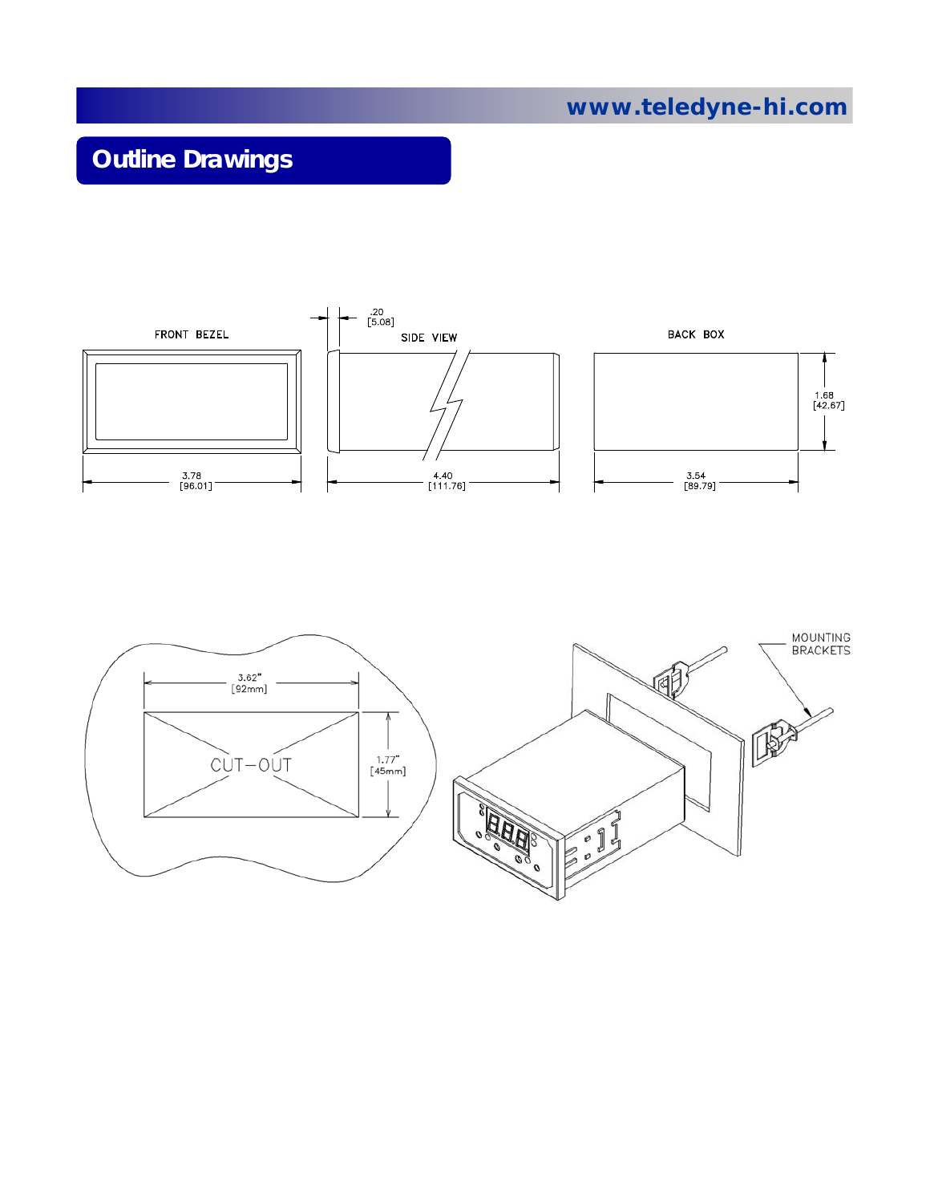# Outline Drawings

FRONT BEZEL

SIDE VIEW

BACK BOX

.20
[5.08]

3.78
[96.01]

4.40
[111.76]

3.54
[89.79]

1.68
[42.67]

3.62"
[92mm]

1.77"
[45mm]

CUT–OUT

MOUNTING
BRACKETS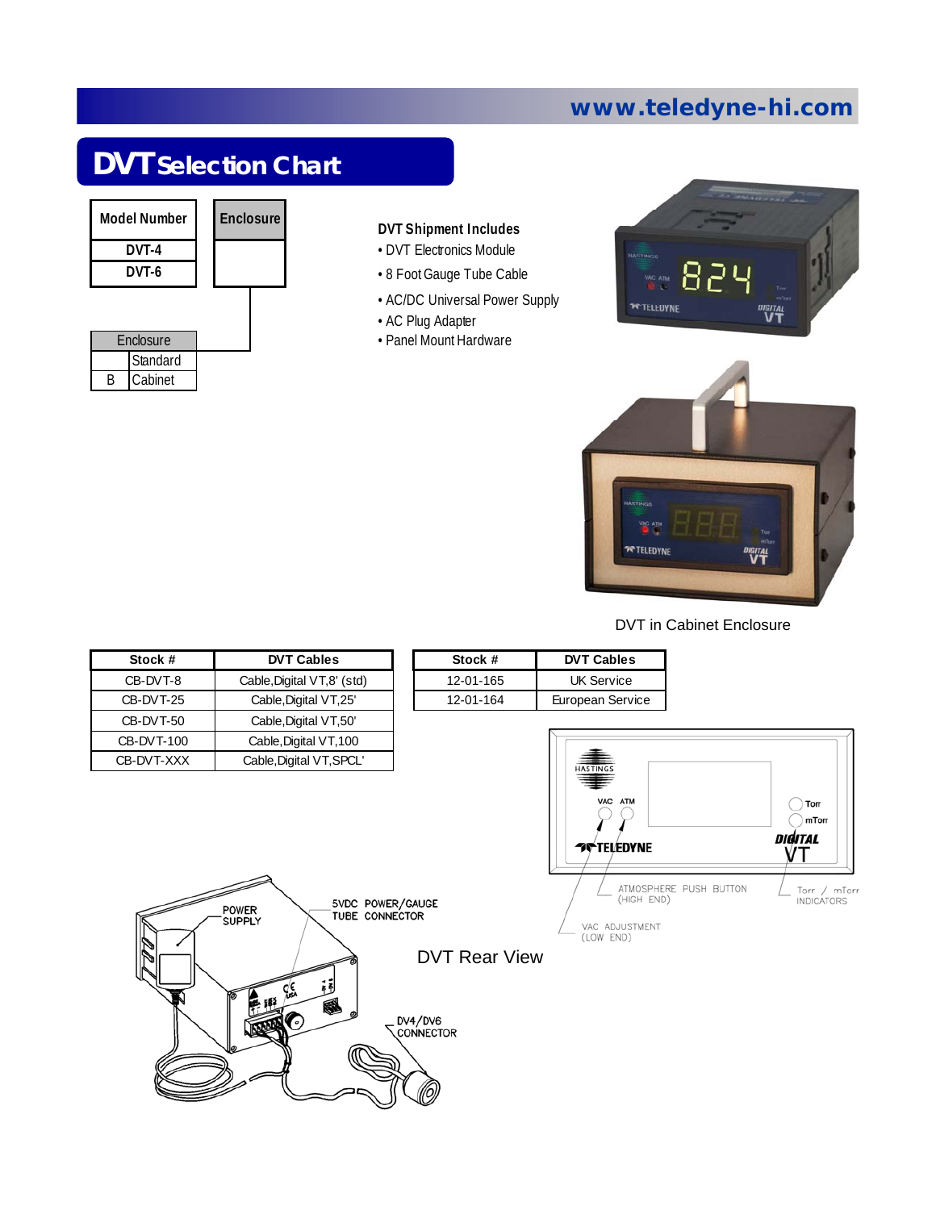# DVT Selection Chart

| Model Number | Enclosure |
|---|---|
| DVT-4 | |
| DVT-6 | |

| Enclosure | |
|---|---|
| | Standard |
| B | Cabinet |

**DVT Shipment Includes**

- DVT Electronics Module
- 8 Foot Gauge Tube Cable
- AC/DC Universal Power Supply
- AC Plug Adapter
- Panel Mount Hardware

DVT in Cabinet Enclosure

| Stock # | DVT Cables |
|---|---|
| CB-DVT-8 | Cable,Digital VT,8' (std) |
| CB-DVT-25 | Cable,Digital VT,25' |
| CB-DVT-50 | Cable,Digital VT,50' |
| CB-DVT-100 | Cable,Digital VT,100 |
| CB-DVT-XXX | Cable,Digital VT,SPCL' |

| Stock # | DVT Cables |
|---|---|
| 12-01-165 | UK Service |
| 12-01-164 | European Service |

DVT Rear View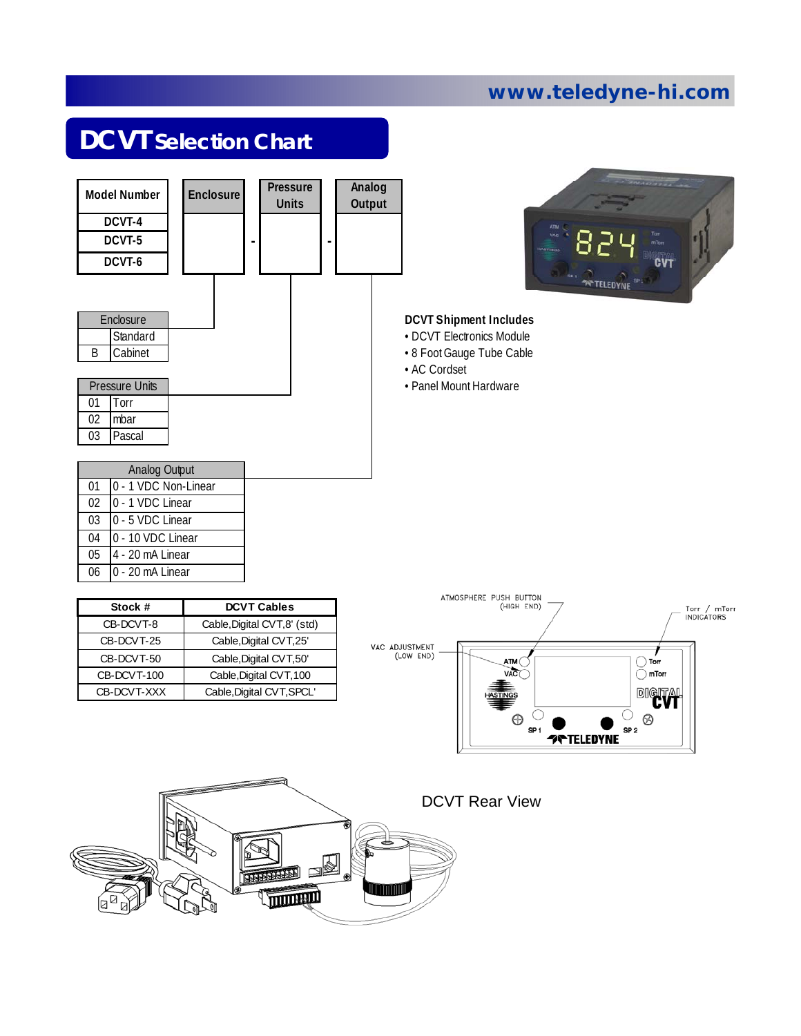# DCVT Selection Chart

| Model Number | Enclosure | | Pressure Units | | Analog Output |
|---|---|---|---|---|---|
| DCVT-4 | | - | | - | |
| DCVT-5 | | | | | |
| DCVT-6 | | | | | |

| Enclosure | |
|---|---|
| | Standard |
| B | Cabinet |

| Pressure Units | |
|---|---|
| 01 | Torr |
| 02 | mbar |
| 03 | Pascal |

| Analog Output | |
|---|---|
| 01 | 0 - 1 VDC Non-Linear |
| 02 | 0 - 1 VDC Linear |
| 03 | 0 - 5 VDC Linear |
| 04 | 0 - 10 VDC Linear |
| 05 | 4 - 20 mA Linear |
| 06 | 0 - 20 mA Linear |

**DCVT Shipment Includes**

- DCVT Electronics Module
- 8 Foot Gauge Tube Cable
- AC Cordset
- Panel Mount Hardware

| Stock # | DCVT Cables |
|---|---|
| CB-DCVT-8 | Cable,Digital CVT,8' (std) |
| CB-DCVT-25 | Cable,Digital CVT,25' |
| CB-DCVT-50 | Cable,Digital CVT,50' |
| CB-DCVT-100 | Cable,Digital CVT,100 |
| CB-DCVT-XXX | Cable,Digital CVT,SPCL' |

ATMOSPHERE PUSH BUTTON (HIGH END)

Torr / mTorr INDICATORS

VAC ADJUSTMENT (LOW END)

DCVT Rear View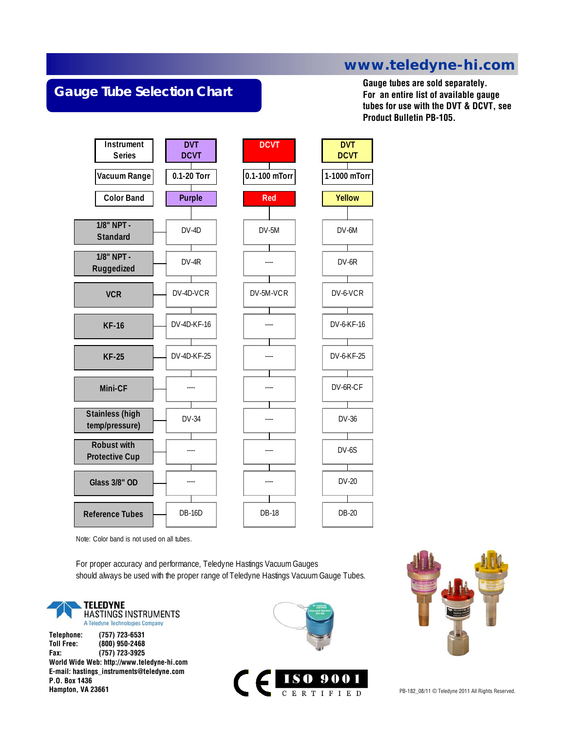www.teledyne-hi.com

## Gauge Tube Selection Chart

**Gauge tubes are sold separately. For an entire list of available gauge tubes for use with the DVT & DCVT, see Product Bulletin PB-105.**

| Instrument Series | DVT DCVT | DCVT | DVT DCVT |
|---|---|---|---|
| **Vacuum Range** | **0.1-20 Torr** | **0.1-100 mTorr** | **1-1000 mTorr** |
| **Color Band** | **Purple** | **Red** | **Yellow** |
| **1/8" NPT - Standard** | DV-4D | DV-5M | DV-6M |
| **1/8" NPT - Ruggedized** | DV-4R | ---- | DV-6R |
| **VCR** | DV-4D-VCR | DV-5M-VCR | DV-6-VCR |
| **KF-16** | DV-4D-KF-16 | ---- | DV-6-KF-16 |
| **KF-25** | DV-4D-KF-25 | ---- | DV-6-KF-25 |
| **Mini-CF** | ---- | ---- | DV-6R-CF |
| **Stainless (high temp/pressure)** | DV-34 | ---- | DV-36 |
| **Robust with Protective Cup** | ---- | ---- | DV-6S |
| **Glass 3/8" OD** | ---- | ---- | DV-20 |
| **Reference Tubes** | DB-16D | DB-18 | DB-20 |

Note: Color band is not used on all tubes.

For proper accuracy and performance, Teledyne Hastings Vacuum Gauges should always be used with the proper range of Teledyne Hastings Vacuum Gauge Tubes.

**TELEDYNE**
HASTINGS INSTRUMENTS
A Teledyne Technologies Company

**Telephone:** (757) 723-6531
**Toll Free:** (800) 950-2468
**Fax:** (757) 723-3925
**World Wide Web:** http://www.teledyne-hi.com
**E-mail:** hastings_instruments@teledyne.com
**P.O. Box 1436**
**Hampton, VA 23661**

CE ISO 9001 CERTIFIED

PB-182_08/11 © Teledyne 2011 All Rights Reserved.